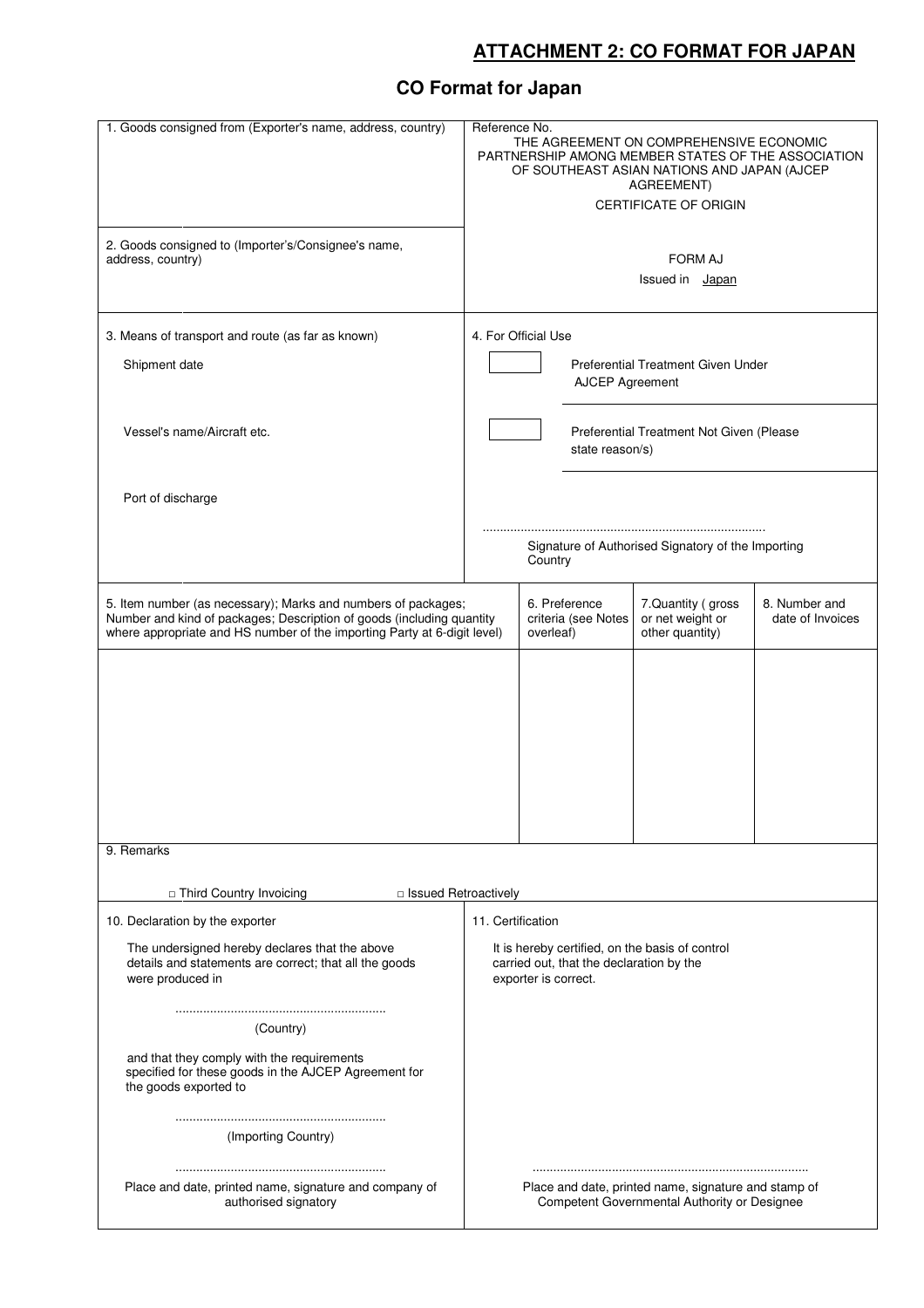## ATTACHMENT 2: CO FORMAT FOR JAPAN

# CO Format for Japan

| 1. Goods consigned from (Exporter's name, address, country) | Reference No.<br>THE AGREEMENT ON COMPREHENSIVE ECONOMIC PARTNERSHIP AMONG MEMBER STATES OF THE ASSOCIATION OF SOUTHEAST ASIAN NATIONS AND JAPAN (AJCEP AGREEMENT)<br>CERTIFICATE OF ORIGIN |
|---|---|
| 2. Goods consigned to (Importer's/Consignee's name, address, country) | FORM AJ<br>Issued in Japan |
| 3. Means of transport and route (as far as known)<br><br>Shipment date<br><br>Vessel's name/Aircraft etc.<br><br>Port of discharge | 4. For Official Use<br><br>☐ Preferential Treatment Given Under AJCEP Agreement<br><br>☐ Preferential Treatment Not Given (Please state reason/s)<br><br>.................................................................................<br>Signature of Authorised Signatory of the Importing Country |

| 5. Item number (as necessary); Marks and numbers of packages; Number and kind of packages; Description of goods (including quantity where appropriate and HS number of the importing Party at 6-digit level) | 6. Preference criteria (see Notes overleaf) | 7. Quantity ( gross or net weight or other quantity) | 8. Number and date of Invoices |
|---|---|---|---|
| | | | |

9. Remarks

□ Third Country Invoicing □ Issued Retroactively

| 10. Declaration by the exporter | 11. Certification |
|---|---|
| The undersigned hereby declares that the above details and statements are correct; that all the goods were produced in<br><br>............................................................<br>(Country)<br><br>and that they comply with the requirements specified for these goods in the AJCEP Agreement for the goods exported to<br><br>............................................................<br>(Importing Country)<br><br>............................................................<br>Place and date, printed name, signature and company of authorised signatory | It is hereby certified, on the basis of control carried out, that the declaration by the exporter is correct.<br><br>...............................................................................<br>Place and date, printed name, signature and stamp of Competent Governmental Authority or Designee |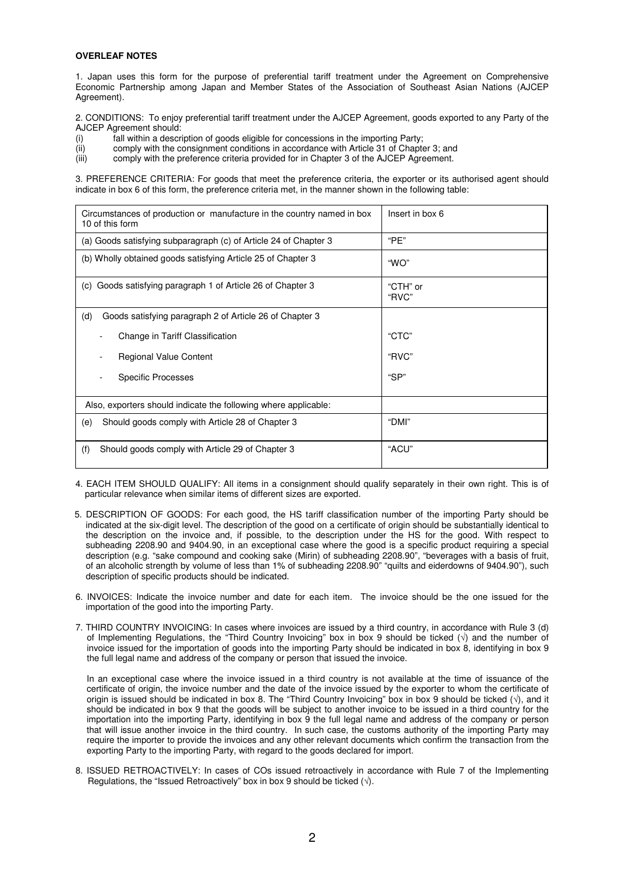**OVERLEAF NOTES**

1. Japan uses this form for the purpose of preferential tariff treatment under the Agreement on Comprehensive Economic Partnership among Japan and Member States of the Association of Southeast Asian Nations (AJCEP Agreement).

2. CONDITIONS: To enjoy preferential tariff treatment under the AJCEP Agreement, goods exported to any Party of the AJCEP Agreement should:

(i) fall within a description of goods eligible for concessions in the importing Party;
(ii) comply with the consignment conditions in accordance with Article 31 of Chapter 3; and
(iii) comply with the preference criteria provided for in Chapter 3 of the AJCEP Agreement.

3. PREFERENCE CRITERIA: For goods that meet the preference criteria, the exporter or its authorised agent should indicate in box 6 of this form, the preference criteria met, in the manner shown in the following table:

| Circumstances of production or manufacture in the country named in box 10 of this form | Insert in box 6 |
|---|---|
| (a) Goods satisfying subparagraph (c) of Article 24 of Chapter 3 | "PE" |
| (b) Wholly obtained goods satisfying Article 25 of Chapter 3 | "WO" |
| (c) Goods satisfying paragraph 1 of Article 26 of Chapter 3 | "CTH" or "RVC" |
| (d) Goods satisfying paragraph 2 of Article 26 of Chapter 3 | |
| - Change in Tariff Classification | "CTC" |
| - Regional Value Content | "RVC" |
| - Specific Processes | "SP" |
| Also, exporters should indicate the following where applicable: | |
| (e) Should goods comply with Article 28 of Chapter 3 | "DMI" |
| (f) Should goods comply with Article 29 of Chapter 3 | "ACU" |

4. EACH ITEM SHOULD QUALIFY: All items in a consignment should qualify separately in their own right. This is of particular relevance when similar items of different sizes are exported.

5. DESCRIPTION OF GOODS: For each good, the HS tariff classification number of the importing Party should be indicated at the six-digit level. The description of the good on a certificate of origin should be substantially identical to the description on the invoice and, if possible, to the description under the HS for the good. With respect to subheading 2208.90 and 9404.90, in an exceptional case where the good is a specific product requiring a special description (e.g. "sake compound and cooking sake (Mirin) of subheading 2208.90", "beverages with a basis of fruit, of an alcoholic strength by volume of less than 1% of subheading 2208.90" "quilts and eiderdowns of 9404.90"), such description of specific products should be indicated.

6. INVOICES: Indicate the invoice number and date for each item. The invoice should be the one issued for the importation of the good into the importing Party.

7. THIRD COUNTRY INVOICING: In cases where invoices are issued by a third country, in accordance with Rule 3 (d) of Implementing Regulations, the "Third Country Invoicing" box in box 9 should be ticked (√) and the number of invoice issued for the importation of goods into the importing Party should be indicated in box 8, identifying in box 9 the full legal name and address of the company or person that issued the invoice.

In an exceptional case where the invoice issued in a third country is not available at the time of issuance of the certificate of origin, the invoice number and the date of the invoice issued by the exporter to whom the certificate of origin is issued should be indicated in box 8. The "Third Country Invoicing" box in box 9 should be ticked (√), and it should be indicated in box 9 that the goods will be subject to another invoice to be issued in a third country for the importation into the importing Party, identifying in box 9 the full legal name and address of the company or person that will issue another invoice in the third country. In such case, the customs authority of the importing Party may require the importer to provide the invoices and any other relevant documents which confirm the transaction from the exporting Party to the importing Party, with regard to the goods declared for import.

8. ISSUED RETROACTIVELY: In cases of COs issued retroactively in accordance with Rule 7 of the Implementing Regulations, the "Issued Retroactively" box in box 9 should be ticked (√).